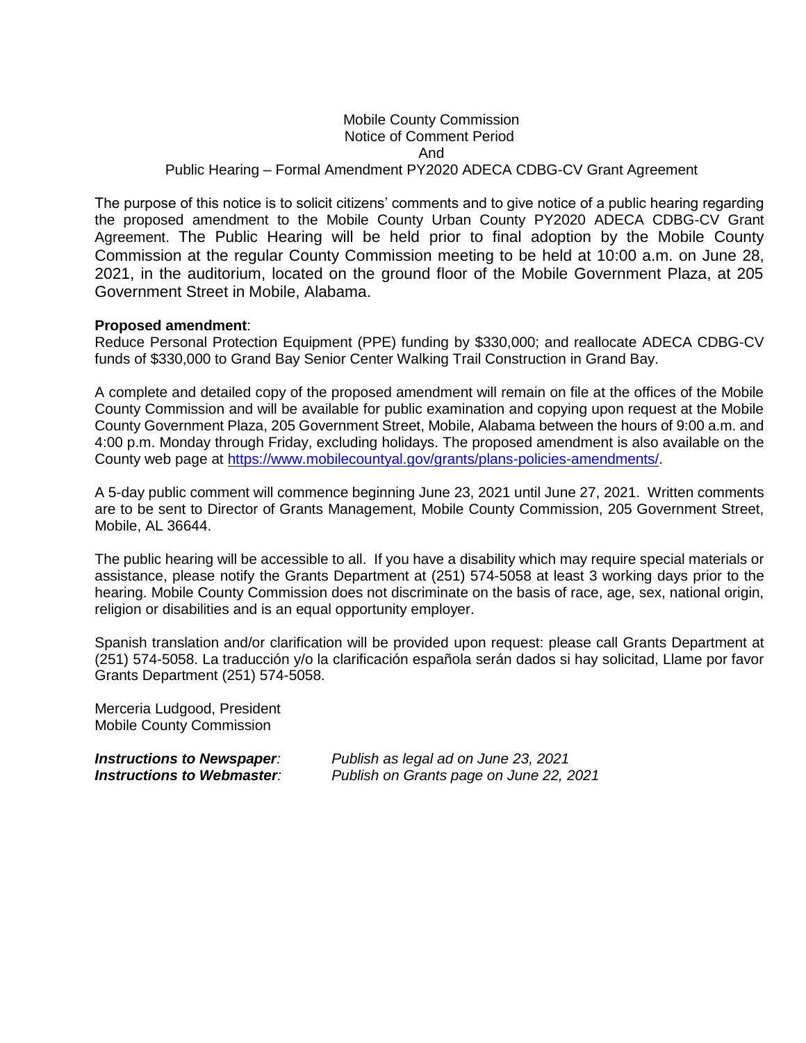# Mobile County Commission
## Notice of Comment Period
## And
## Public Hearing – Formal Amendment PY2020 ADECA CDBG-CV Grant Agreement

The purpose of this notice is to solicit citizens' comments and to give notice of a public hearing regarding the proposed amendment to the Mobile County Urban County PY2020 ADECA CDBG-CV Grant Agreement. The Public Hearing will be held prior to final adoption by the Mobile County Commission at the regular County Commission meeting to be held at 10:00 a.m. on June 28, 2021, in the auditorium, located on the ground floor of the Mobile Government Plaza, at 205 Government Street in Mobile, Alabama.

**Proposed amendment**:
Reduce Personal Protection Equipment (PPE) funding by $330,000; and reallocate ADECA CDBG-CV funds of $330,000 to Grand Bay Senior Center Walking Trail Construction in Grand Bay.

A complete and detailed copy of the proposed amendment will remain on file at the offices of the Mobile County Commission and will be available for public examination and copying upon request at the Mobile County Government Plaza, 205 Government Street, Mobile, Alabama between the hours of 9:00 a.m. and 4:00 p.m. Monday through Friday, excluding holidays. The proposed amendment is also available on the County web page at https://www.mobilecountyal.gov/grants/plans-policies-amendments/.

A 5-day public comment will commence beginning June 23, 2021 until June 27, 2021. Written comments are to be sent to Director of Grants Management, Mobile County Commission, 205 Government Street, Mobile, AL 36644.

The public hearing will be accessible to all. If you have a disability which may require special materials or assistance, please notify the Grants Department at (251) 574-5058 at least 3 working days prior to the hearing. Mobile County Commission does not discriminate on the basis of race, age, sex, national origin, religion or disabilities and is an equal opportunity employer.

Spanish translation and/or clarification will be provided upon request: please call Grants Department at (251) 574-5058. La traducción y/o la clarificación española serán dados si hay solicitad, Llame por favor Grants Department (251) 574-5058.

Merceria Ludgood, President
Mobile County Commission

***Instructions to Newspaper**:* *Publish as legal ad on June 23, 2021*
***Instructions to Webmaster**:* *Publish on Grants page on June 22, 2021*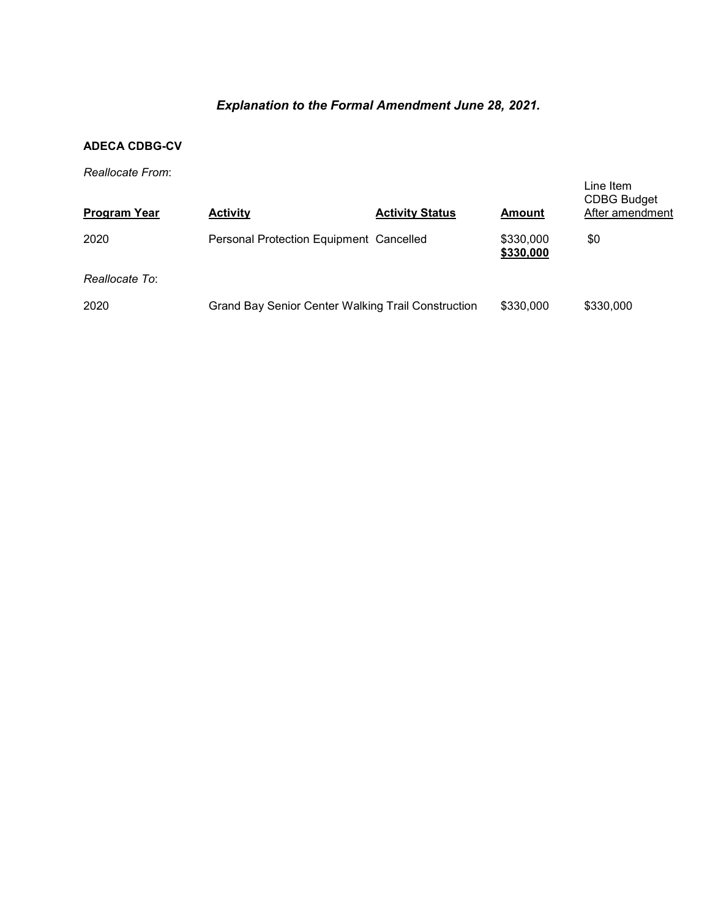***Explanation to the Formal Amendment June 28, 2021.***

**ADECA CDBG-CV**

*Reallocate From*:

| **Program Year** | **Activity** | **Activity Status** | **Amount** | Line Item CDBG Budget After amendment |
|---|---|---|---|---|
| 2020 | Personal Protection Equipment | Cancelled | $330,000 | $0 |
| | | | **$330,000** | |

*Reallocate To*:

| | | | | |
|---|---|---|---|---|
| 2020 | Grand Bay Senior Center Walking Trail Construction | | $330,000 | $330,000 |